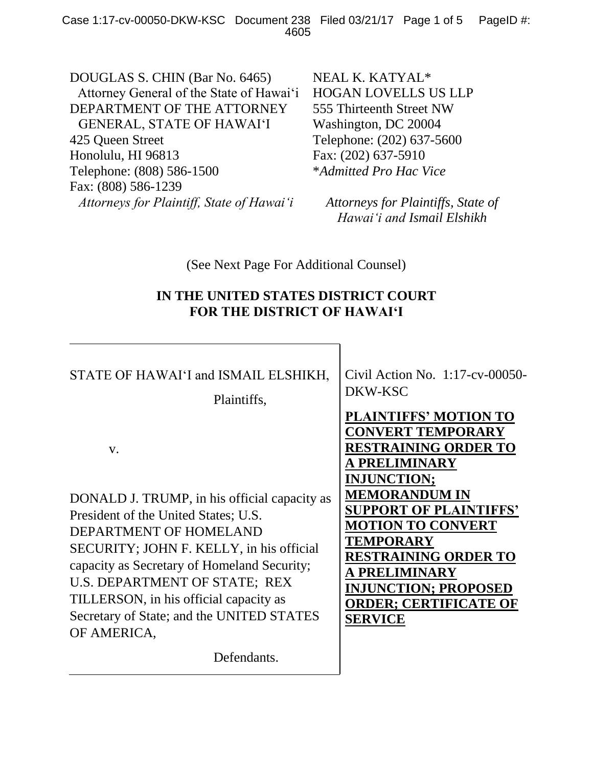DOUGLAS S. CHIN (Bar No. 6465)
Attorney General of the State of Hawai'i
DEPARTMENT OF THE ATTORNEY GENERAL, STATE OF HAWAI'I
425 Queen Street
Honolulu, HI 96813
Telephone: (808) 586-1500
Fax: (808) 586-1239
*Attorneys for Plaintiff, State of Hawai'i*

NEAL K. KATYAL*
HOGAN LOVELLS US LLP
555 Thirteenth Street NW
Washington, DC 20004
Telephone: (202) 637-5600
Fax: (202) 637-5910
**Admitted Pro Hac Vice*

*Attorneys for Plaintiffs, State of Hawai'i and Ismail Elshikh*

(See Next Page For Additional Counsel)

**IN THE UNITED STATES DISTRICT COURT**
**FOR THE DISTRICT OF HAWAI'I**

STATE OF HAWAI'I and ISMAIL ELSHIKH,

Plaintiffs,

v.

DONALD J. TRUMP, in his official capacity as President of the United States; U.S. DEPARTMENT OF HOMELAND SECURITY; JOHN F. KELLY, in his official capacity as Secretary of Homeland Security; U.S. DEPARTMENT OF STATE; REX TILLERSON, in his official capacity as Secretary of State; and the UNITED STATES OF AMERICA,

Defendants.

Civil Action No. 1:17-cv-00050-DKW-KSC

**PLAINTIFFS' MOTION TO CONVERT TEMPORARY RESTRAINING ORDER TO A PRELIMINARY INJUNCTION; MEMORANDUM IN SUPPORT OF PLAINTIFFS' MOTION TO CONVERT TEMPORARY RESTRAINING ORDER TO A PRELIMINARY INJUNCTION; PROPOSED ORDER; CERTIFICATE OF SERVICE**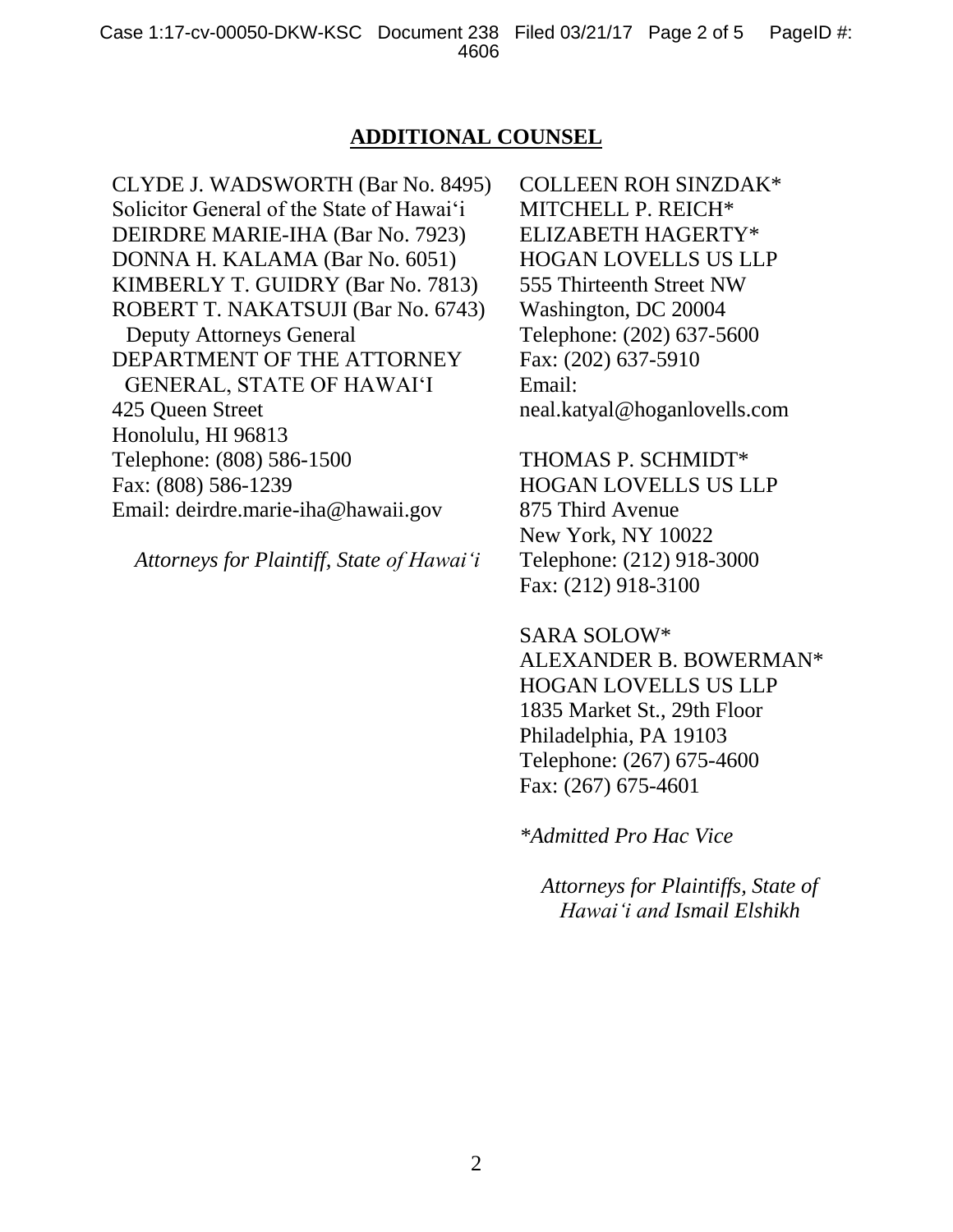## ADDITIONAL COUNSEL

CLYDE J. WADSWORTH (Bar No. 8495)
Solicitor General of the State of Hawaiʻi
DEIRDRE MARIE-IHA (Bar No. 7923)
DONNA H. KALAMA (Bar No. 6051)
KIMBERLY T. GUIDRY (Bar No. 7813)
ROBERT T. NAKATSUJI (Bar No. 6743)
Deputy Attorneys General
DEPARTMENT OF THE ATTORNEY GENERAL, STATE OF HAWAIʻI
425 Queen Street
Honolulu, HI 96813
Telephone: (808) 586-1500
Fax: (808) 586-1239
Email: deirdre.marie-iha@hawaii.gov

*Attorneys for Plaintiff, State of Hawaiʻi*

COLLEEN ROH SINZDAK*
MITCHELL P. REICH*
ELIZABETH HAGERTY*
HOGAN LOVELLS US LLP
555 Thirteenth Street NW
Washington, DC 20004
Telephone: (202) 637-5600
Fax: (202) 637-5910
Email:
neal.katyal@hoganlovells.com

THOMAS P. SCHMIDT*
HOGAN LOVELLS US LLP
875 Third Avenue
New York, NY 10022
Telephone: (212) 918-3000
Fax: (212) 918-3100

SARA SOLOW*
ALEXANDER B. BOWERMAN*
HOGAN LOVELLS US LLP
1835 Market St., 29th Floor
Philadelphia, PA 19103
Telephone: (267) 675-4600
Fax: (267) 675-4601

**Admitted Pro Hac Vice*

*Attorneys for Plaintiffs, State of Hawaiʻi and Ismail Elshikh*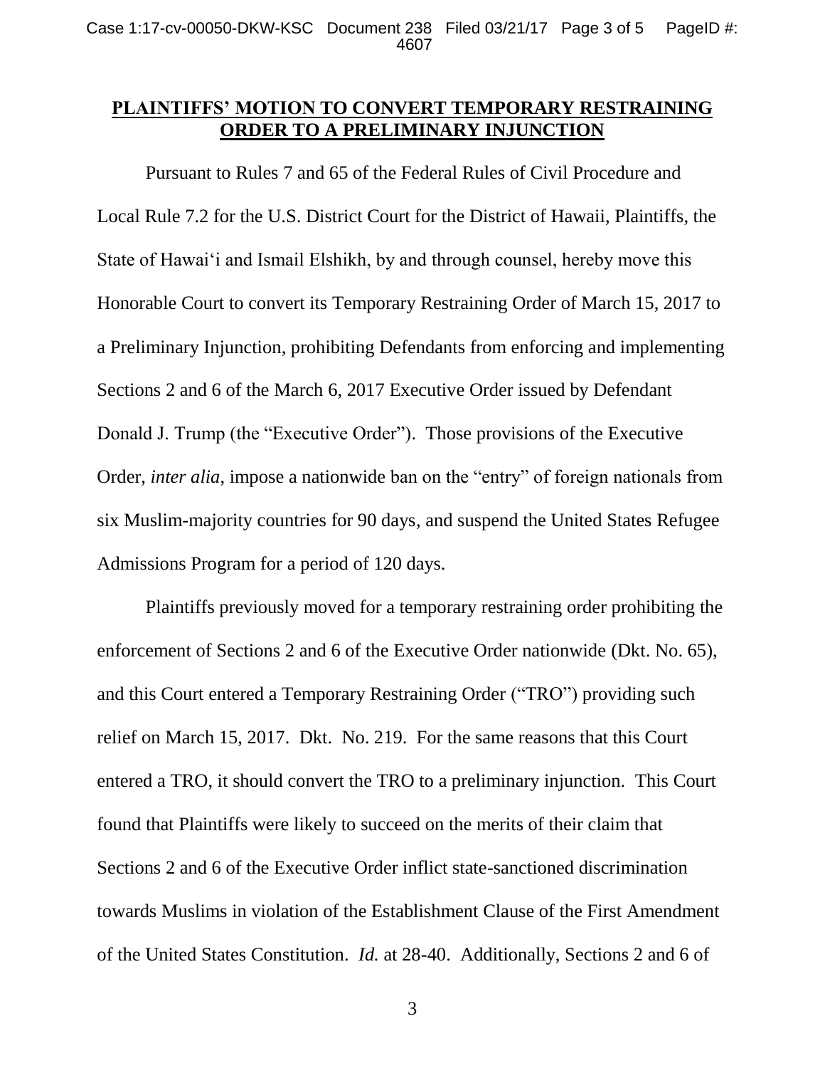**PLAINTIFFS' MOTION TO CONVERT TEMPORARY RESTRAINING ORDER TO A PRELIMINARY INJUNCTION**

Pursuant to Rules 7 and 65 of the Federal Rules of Civil Procedure and Local Rule 7.2 for the U.S. District Court for the District of Hawaii, Plaintiffs, the State of Hawai'i and Ismail Elshikh, by and through counsel, hereby move this Honorable Court to convert its Temporary Restraining Order of March 15, 2017 to a Preliminary Injunction, prohibiting Defendants from enforcing and implementing Sections 2 and 6 of the March 6, 2017 Executive Order issued by Defendant Donald J. Trump (the "Executive Order"). Those provisions of the Executive Order, *inter alia*, impose a nationwide ban on the "entry" of foreign nationals from six Muslim-majority countries for 90 days, and suspend the United States Refugee Admissions Program for a period of 120 days.

Plaintiffs previously moved for a temporary restraining order prohibiting the enforcement of Sections 2 and 6 of the Executive Order nationwide (Dkt. No. 65), and this Court entered a Temporary Restraining Order ("TRO") providing such relief on March 15, 2017. Dkt. No. 219. For the same reasons that this Court entered a TRO, it should convert the TRO to a preliminary injunction. This Court found that Plaintiffs were likely to succeed on the merits of their claim that Sections 2 and 6 of the Executive Order inflict state-sanctioned discrimination towards Muslims in violation of the Establishment Clause of the First Amendment of the United States Constitution. *Id.* at 28-40. Additionally, Sections 2 and 6 of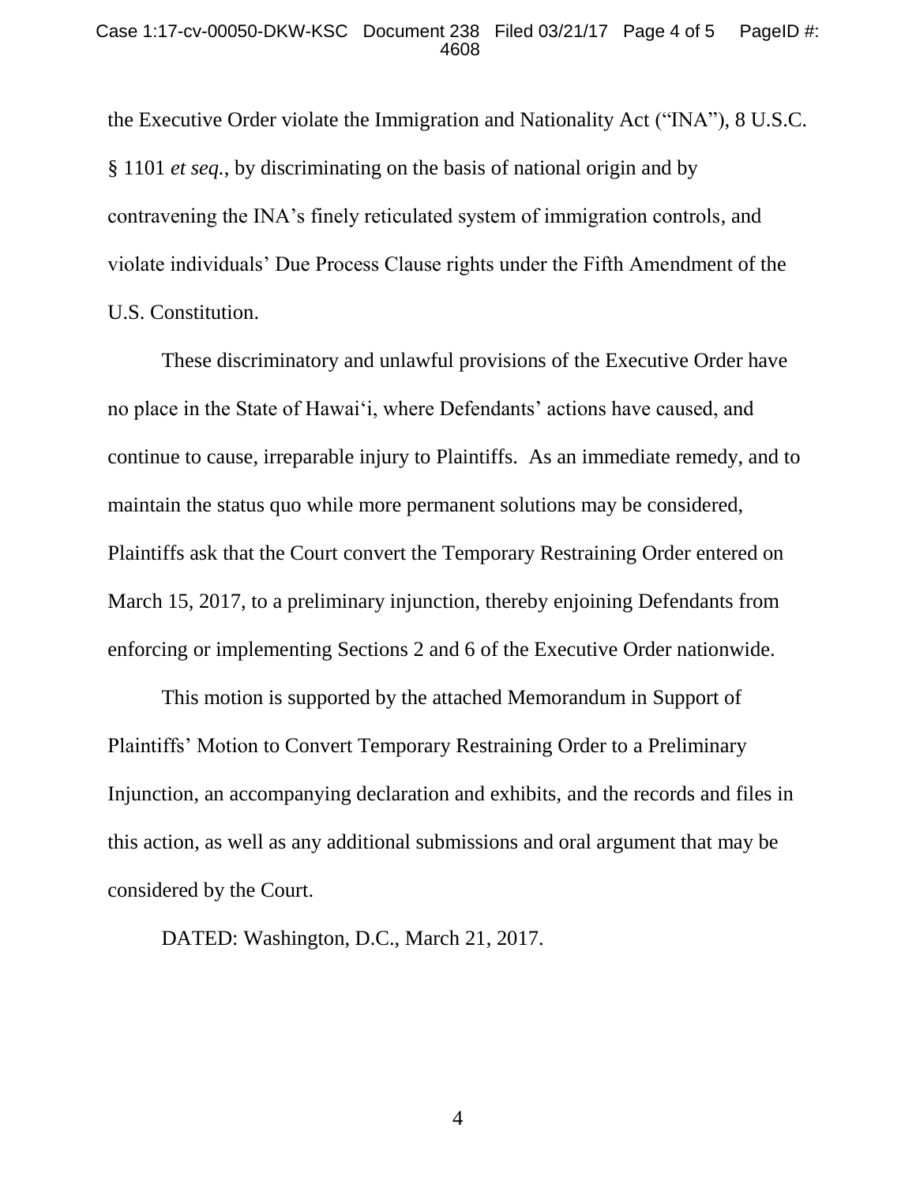the Executive Order violate the Immigration and Nationality Act ("INA"), 8 U.S.C. § 1101 *et seq.*, by discriminating on the basis of national origin and by contravening the INA's finely reticulated system of immigration controls, and violate individuals' Due Process Clause rights under the Fifth Amendment of the U.S. Constitution.

These discriminatory and unlawful provisions of the Executive Order have no place in the State of Hawai'i, where Defendants' actions have caused, and continue to cause, irreparable injury to Plaintiffs. As an immediate remedy, and to maintain the status quo while more permanent solutions may be considered, Plaintiffs ask that the Court convert the Temporary Restraining Order entered on March 15, 2017, to a preliminary injunction, thereby enjoining Defendants from enforcing or implementing Sections 2 and 6 of the Executive Order nationwide.

This motion is supported by the attached Memorandum in Support of Plaintiffs' Motion to Convert Temporary Restraining Order to a Preliminary Injunction, an accompanying declaration and exhibits, and the records and files in this action, as well as any additional submissions and oral argument that may be considered by the Court.

DATED: Washington, D.C., March 21, 2017.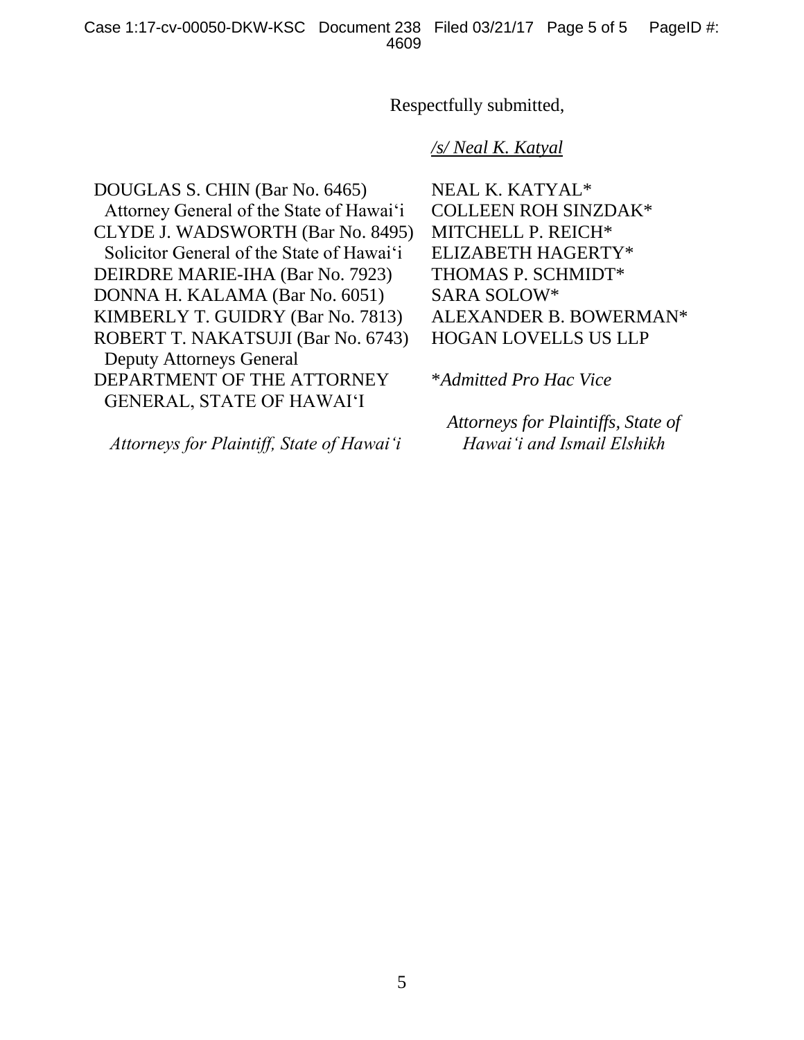Respectfully submitted,

*/s/ Neal K. Katyal*

DOUGLAS S. CHIN (Bar No. 6465)
Attorney General of the State of Hawai'i
CLYDE J. WADSWORTH (Bar No. 8495)
Solicitor General of the State of Hawai'i
DEIRDRE MARIE-IHA (Bar No. 7923)
DONNA H. KALAMA (Bar No. 6051)
KIMBERLY T. GUIDRY (Bar No. 7813)
ROBERT T. NAKATSUJI (Bar No. 6743)
Deputy Attorneys General
DEPARTMENT OF THE ATTORNEY GENERAL, STATE OF HAWAI'I

*Attorneys for Plaintiff, State of Hawai'i*

NEAL K. KATYAL*
COLLEEN ROH SINZDAK*
MITCHELL P. REICH*
ELIZABETH HAGERTY*
THOMAS P. SCHMIDT*
SARA SOLOW*
ALEXANDER B. BOWERMAN*
HOGAN LOVELLS US LLP

**Admitted Pro Hac Vice*

*Attorneys for Plaintiffs, State of Hawai'i and Ismail Elshikh*